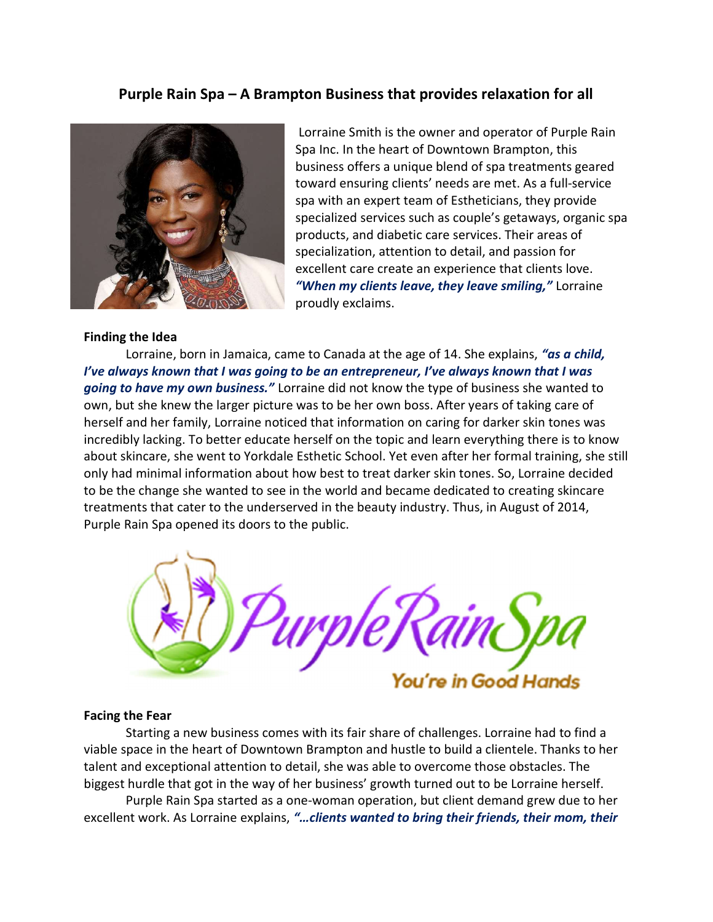# Purple Rain Spa – A Brampton Business that provides relaxation for all

Lorraine Smith is the owner and operator of Purple Rain Spa Inc. In the heart of Downtown Brampton, this business offers a unique blend of spa treatments geared toward ensuring clients' needs are met. As a full-service spa with an expert team of Estheticians, they provide specialized services such as couple's getaways, organic spa products, and diabetic care services. Their areas of specialization, attention to detail, and passion for excellent care create an experience that clients love. ***"When my clients leave, they leave smiling,"*** Lorraine proudly exclaims.

**Finding the Idea**

Lorraine, born in Jamaica, came to Canada at the age of 14. She explains, ***"as a child, I've always known that I was going to be an entrepreneur, I've always known that I was going to have my own business."*** Lorraine did not know the type of business she wanted to own, but she knew the larger picture was to be her own boss. After years of taking care of herself and her family, Lorraine noticed that information on caring for darker skin tones was incredibly lacking. To better educate herself on the topic and learn everything there is to know about skincare, she went to Yorkdale Esthetic School. Yet even after her formal training, she still only had minimal information about how best to treat darker skin tones. So, Lorraine decided to be the change she wanted to see in the world and became dedicated to creating skincare treatments that cater to the underserved in the beauty industry. Thus, in August of 2014, Purple Rain Spa opened its doors to the public.

**Facing the Fear**

Starting a new business comes with its fair share of challenges. Lorraine had to find a viable space in the heart of Downtown Brampton and hustle to build a clientele. Thanks to her talent and exceptional attention to detail, she was able to overcome those obstacles. The biggest hurdle that got in the way of her business' growth turned out to be Lorraine herself.

Purple Rain Spa started as a one-woman operation, but client demand grew due to her excellent work. As Lorraine explains, ***"…clients wanted to bring their friends, their mom, their***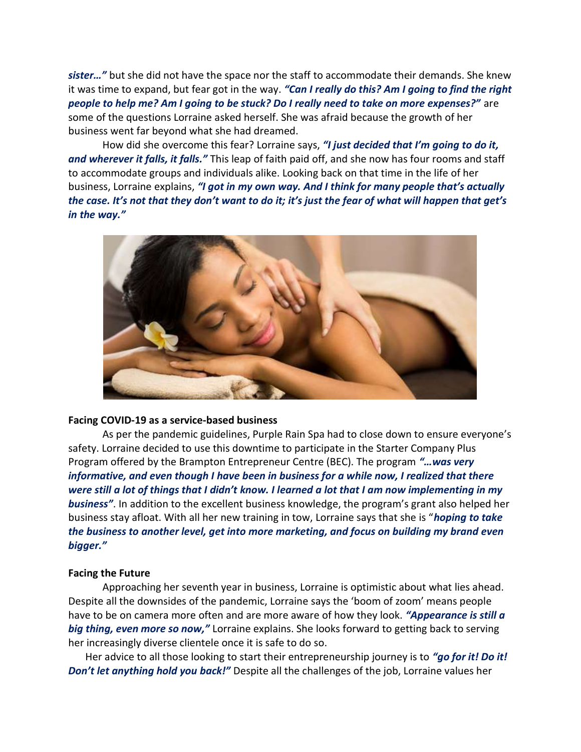***sister…"*** but she did not have the space nor the staff to accommodate their demands. She knew it was time to expand, but fear got in the way. ***"Can I really do this? Am I going to find the right people to help me? Am I going to be stuck? Do I really need to take on more expenses?"*** are some of the questions Lorraine asked herself. She was afraid because the growth of her business went far beyond what she had dreamed.

How did she overcome this fear? Lorraine says, ***"I just decided that I'm going to do it, and wherever it falls, it falls."*** This leap of faith paid off, and she now has four rooms and staff to accommodate groups and individuals alike. Looking back on that time in the life of her business, Lorraine explains, ***"I got in my own way. And I think for many people that's actually the case. It's not that they don't want to do it; it's just the fear of what will happen that get's in the way."***

**Facing COVID-19 as a service-based business**

As per the pandemic guidelines, Purple Rain Spa had to close down to ensure everyone's safety. Lorraine decided to use this downtime to participate in the Starter Company Plus Program offered by the Brampton Entrepreneur Centre (BEC). The program ***"…was very informative, and even though I have been in business for a while now, I realized that there were still a lot of things that I didn't know. I learned a lot that I am now implementing in my business"***. In addition to the excellent business knowledge, the program's grant also helped her business stay afloat. With all her new training in tow, Lorraine says that she is "***hoping to take the business to another level, get into more marketing, and focus on building my brand even bigger."***

**Facing the Future**

Approaching her seventh year in business, Lorraine is optimistic about what lies ahead. Despite all the downsides of the pandemic, Lorraine says the 'boom of zoom' means people have to be on camera more often and are more aware of how they look. ***"Appearance is still a big thing, even more so now,"*** Lorraine explains. She looks forward to getting back to serving her increasingly diverse clientele once it is safe to do so.

Her advice to all those looking to start their entrepreneurship journey is to ***"go for it! Do it! Don't let anything hold you back!"*** Despite all the challenges of the job, Lorraine values her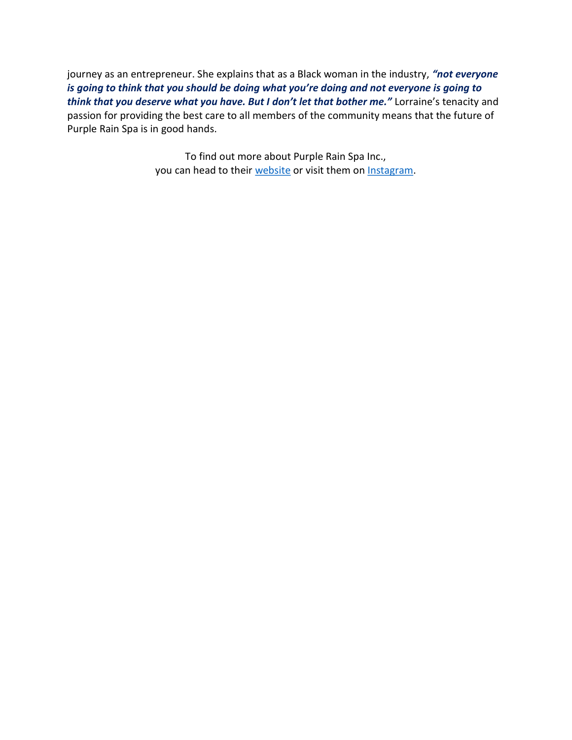journey as an entrepreneur. She explains that as a Black woman in the industry, ***"not everyone is going to think that you should be doing what you're doing and not everyone is going to think that you deserve what you have. But I don't let that bother me."*** Lorraine's tenacity and passion for providing the best care to all members of the community means that the future of Purple Rain Spa is in good hands.

To find out more about Purple Rain Spa Inc.,
you can head to their website or visit them on Instagram.